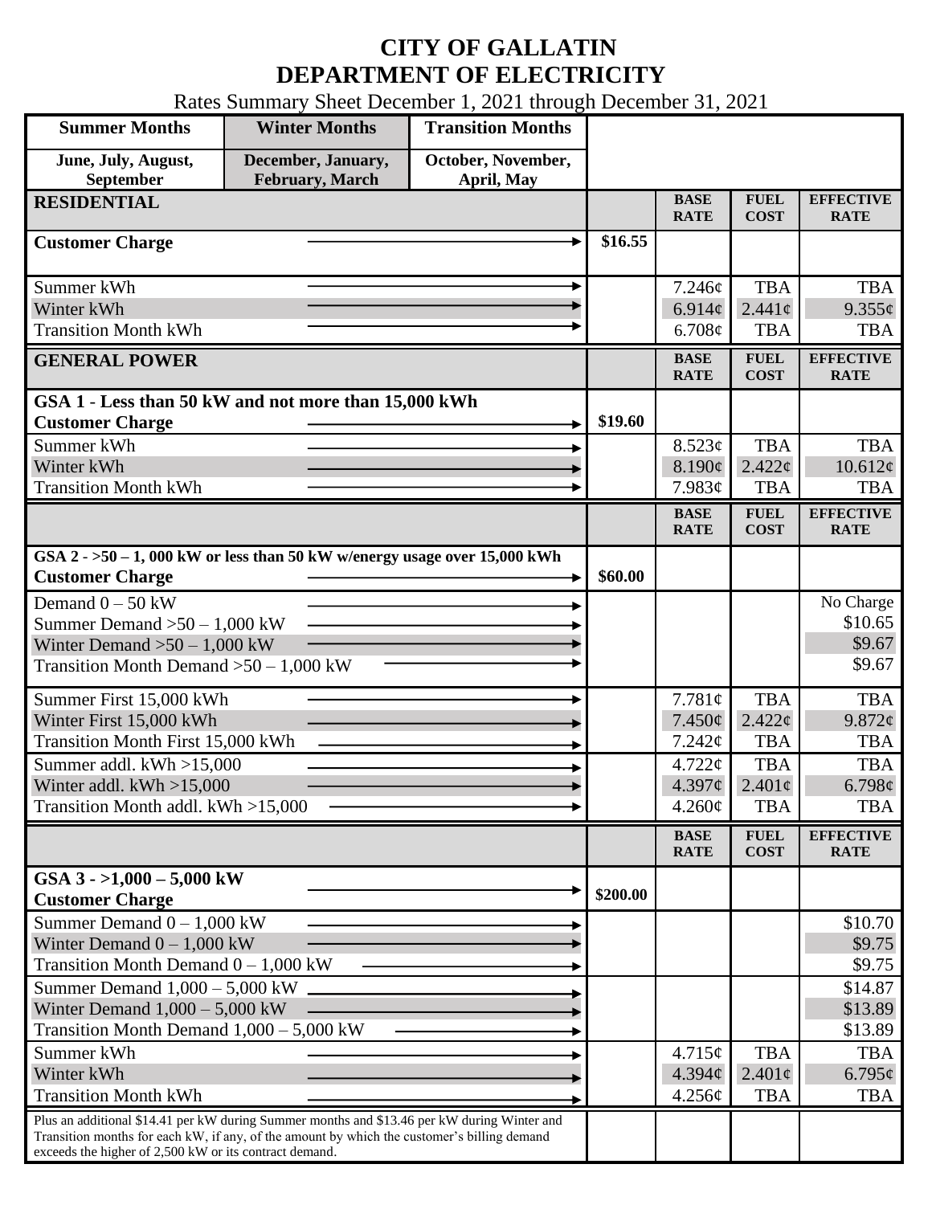# CITY OF GALLATIN
# DEPARTMENT OF ELECTRICITY

Rates Summary Sheet December 1, 2021 through December 31, 2021

| Summer Months | Winter Months | Transition Months |
|---|---|---|
| June, July, August, September | December, January, February, March | October, November, April, May |

| RESIDENTIAL | | BASE RATE | FUEL COST | EFFECTIVE RATE |
|---|---|---|---|---|
| **Customer Charge** | $16.55 | | | |
| Summer kWh | | 7.246¢ | TBA | TBA |
| Winter kWh | | 6.914¢ | 2.441¢ | 9.355¢ |
| Transition Month kWh | | 6.708¢ | TBA | TBA |

| GENERAL POWER | | BASE RATE | FUEL COST | EFFECTIVE RATE |
|---|---|---|---|---|
| **GSA 1 - Less than 50 kW and not more than 15,000 kWh** | | | | |
| **Customer Charge** | $19.60 | | | |
| Summer kWh | | 8.523¢ | TBA | TBA |
| Winter kWh | | 8.190¢ | 2.422¢ | 10.612¢ |
| Transition Month kWh | | 7.983¢ | TBA | TBA |

| | | BASE RATE | FUEL COST | EFFECTIVE RATE |
|---|---|---|---|---|
| **GSA 2 - >50 – 1, 000 kW or less than 50 kW w/energy usage over 15,000 kWh** | | | | |
| **Customer Charge** | $60.00 | | | |
| Demand 0 – 50 kW | | | | No Charge |
| Summer Demand >50 – 1,000 kW | | | | $10.65 |
| Winter Demand >50 – 1,000 kW | | | | $9.67 |
| Transition Month Demand >50 – 1,000 kW | | | | $9.67 |
| Summer First 15,000 kWh | | 7.781¢ | TBA | TBA |
| Winter First 15,000 kWh | | 7.450¢ | 2.422¢ | 9.872¢ |
| Transition Month First 15,000 kWh | | 7.242¢ | TBA | TBA |
| Summer addl. kWh >15,000 | | 4.722¢ | TBA | TBA |
| Winter addl. kWh >15,000 | | 4.397¢ | 2.401¢ | 6.798¢ |
| Transition Month addl. kWh >15,000 | | 4.260¢ | TBA | TBA |

| | | BASE RATE | FUEL COST | EFFECTIVE RATE |
|---|---|---|---|---|
| **GSA 3 - >1,000 – 5,000 kW** | | | | |
| **Customer Charge** | $200.00 | | | |
| Summer Demand 0 – 1,000 kW | | | | $10.70 |
| Winter Demand 0 – 1,000 kW | | | | $9.75 |
| Transition Month Demand 0 – 1,000 kW | | | | $9.75 |
| Summer Demand 1,000 – 5,000 kW | | | | $14.87 |
| Winter Demand 1,000 – 5,000 kW | | | | $13.89 |
| Transition Month Demand 1,000 – 5,000 kW | | | | $13.89 |
| Summer kWh | | 4.715¢ | TBA | TBA |
| Winter kWh | | 4.394¢ | 2.401¢ | 6.795¢ |
| Transition Month kWh | | 4.256¢ | TBA | TBA |

Plus an additional $14.41 per kW during Summer months and $13.46 per kW during Winter and Transition months for each kW, if any, of the amount by which the customer's billing demand exceeds the higher of 2,500 kW or its contract demand.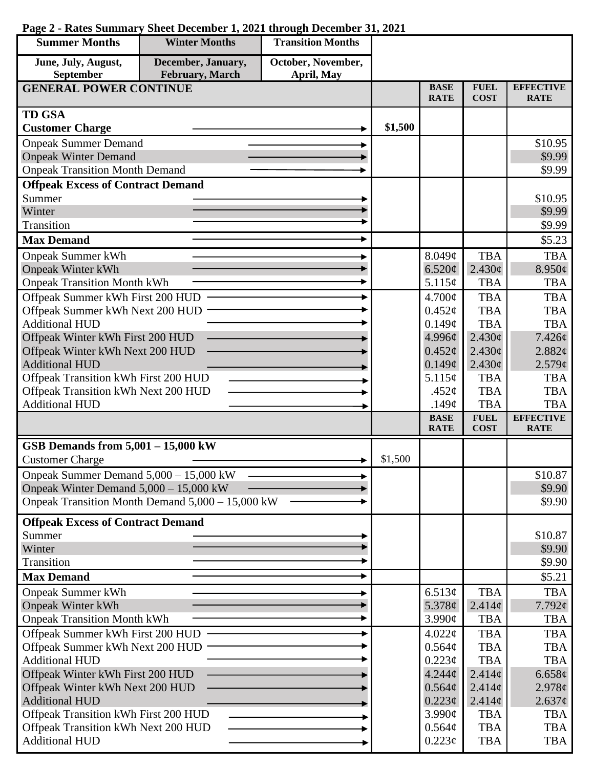**Page 2 - Rates Summary Sheet December 1, 2021 through December 31, 2021**

| Summer Months | Winter Months | Transition Months |
|---|---|---|
| June, July, August, September | December, January, February, March | October, November, April, May |

| GENERAL POWER CONTINUE | | BASE RATE | FUEL COST | EFFECTIVE RATE |
|---|---|---|---|---|
| **TD GSA** | | | | |
| **Customer Charge** | $1,500 | | | |
| Onpeak Summer Demand | | | | $10.95 |
| Onpeak Winter Demand | | | | $9.99 |
| Onpeak Transition Month Demand | | | | $9.99 |
| **Offpeak Excess of Contract Demand** | | | | |
| Summer | | | | $10.95 |
| Winter | | | | $9.99 |
| Transition | | | | $9.99 |
| **Max Demand** | | | | $5.23 |
| Onpeak Summer kWh | | 8.049¢ | TBA | TBA |
| Onpeak Winter kWh | | 6.520¢ | 2.430¢ | 8.950¢ |
| Onpeak Transition Month kWh | | 5.115¢ | TBA | TBA |
| Offpeak Summer kWh First 200 HUD | | 4.700¢ | TBA | TBA |
| Offpeak Summer kWh Next 200 HUD | | 0.452¢ | TBA | TBA |
| Additional HUD | | 0.149¢ | TBA | TBA |
| Offpeak Winter kWh First 200 HUD | | 4.996¢ | 2.430¢ | 7.426¢ |
| Offpeak Winter kWh Next 200 HUD | | 0.452¢ | 2.430¢ | 2.882¢ |
| Additional HUD | | 0.149¢ | 2.430¢ | 2.579¢ |
| Offpeak Transition kWh First 200 HUD | | 5.115¢ | TBA | TBA |
| Offpeak Transition kWh Next 200 HUD | | .452¢ | TBA | TBA |
| Additional HUD | | .149¢ | TBA | TBA |
| | | **BASE RATE** | **FUEL COST** | **EFFECTIVE RATE** |
| **GSB Demands from 5,001 – 15,000 kW** | | | | |
| Customer Charge | $1,500 | | | |
| Onpeak Summer Demand 5,000 – 15,000 kW | | | | $10.87 |
| Onpeak Winter Demand 5,000 – 15,000 kW | | | | $9.90 |
| Onpeak Transition Month Demand 5,000 – 15,000 kW | | | | $9.90 |
| **Offpeak Excess of Contract Demand** | | | | |
| Summer | | | | $10.87 |
| Winter | | | | $9.90 |
| Transition | | | | $9.90 |
| **Max Demand** | | | | $5.21 |
| Onpeak Summer kWh | | 6.513¢ | TBA | TBA |
| Onpeak Winter kWh | | 5.378¢ | 2.414¢ | 7.792¢ |
| Onpeak Transition Month kWh | | 3.990¢ | TBA | TBA |
| Offpeak Summer kWh First 200 HUD | | 4.022¢ | TBA | TBA |
| Offpeak Summer kWh Next 200 HUD | | 0.564¢ | TBA | TBA |
| Additional HUD | | 0.223¢ | TBA | TBA |
| Offpeak Winter kWh First 200 HUD | | 4.244¢ | 2.414¢ | 6.658¢ |
| Offpeak Winter kWh Next 200 HUD | | 0.564¢ | 2.414¢ | 2.978¢ |
| Additional HUD | | 0.223¢ | 2.414¢ | 2.637¢ |
| Offpeak Transition kWh First 200 HUD | | 3.990¢ | TBA | TBA |
| Offpeak Transition kWh Next 200 HUD | | 0.564¢ | TBA | TBA |
| Additional HUD | | 0.223¢ | TBA | TBA |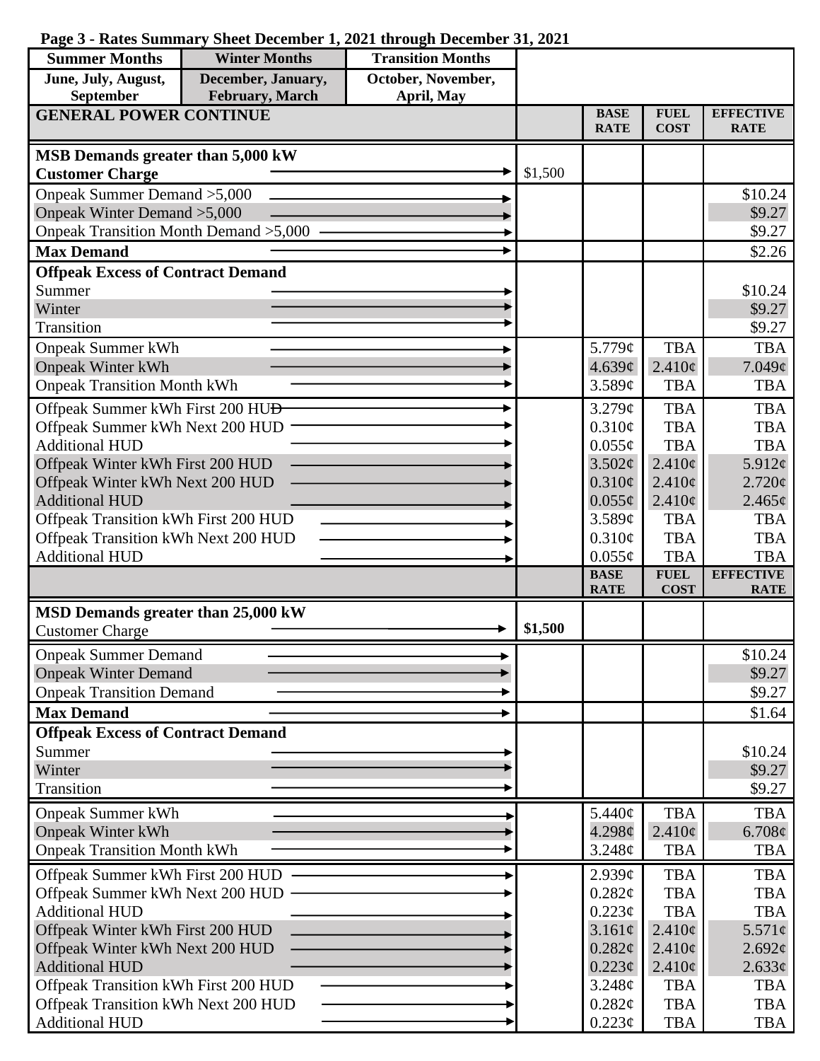**Page 3 - Rates Summary Sheet December 1, 2021 through December 31, 2021**

| Summer Months | Winter Months | Transition Months |
|---|---|---|
| June, July, August, September | December, January, February, March | October, November, April, May |

| GENERAL POWER CONTINUE | | BASE RATE | FUEL COST | EFFECTIVE RATE |
|---|---|---|---|---|
| **MSB Demands greater than 5,000 kW** | | | | |
| **Customer Charge** | $1,500 | | | |
| Onpeak Summer Demand >5,000 | | | | $10.24 |
| Onpeak Winter Demand >5,000 | | | | $9.27 |
| Onpeak Transition Month Demand >5,000 | | | | $9.27 |
| **Max Demand** | | | | $2.26 |
| **Offpeak Excess of Contract Demand** | | | | |
| Summer | | | | $10.24 |
| Winter | | | | $9.27 |
| Transition | | | | $9.27 |
| Onpeak Summer kWh | | 5.779¢ | TBA | TBA |
| Onpeak Winter kWh | | 4.639¢ | 2.410¢ | 7.049¢ |
| Onpeak Transition Month kWh | | 3.589¢ | TBA | TBA |
| Offpeak Summer kWh First 200 HUD | | 3.279¢ | TBA | TBA |
| Offpeak Summer kWh Next 200 HUD | | 0.310¢ | TBA | TBA |
| Additional HUD | | 0.055¢ | TBA | TBA |
| Offpeak Winter kWh First 200 HUD | | 3.502¢ | 2.410¢ | 5.912¢ |
| Offpeak Winter kWh Next 200 HUD | | 0.310¢ | 2.410¢ | 2.720¢ |
| Additional HUD | | 0.055¢ | 2.410¢ | 2.465¢ |
| Offpeak Transition kWh First 200 HUD | | 3.589¢ | TBA | TBA |
| Offpeak Transition kWh Next 200 HUD | | 0.310¢ | TBA | TBA |
| Additional HUD | | 0.055¢ | TBA | TBA |

| | | BASE RATE | FUEL COST | EFFECTIVE RATE |
|---|---|---|---|---|
| **MSD Demands greater than 25,000 kW** | | | | |
| Customer Charge | **$1,500** | | | |
| Onpeak Summer Demand | | | | $10.24 |
| Onpeak Winter Demand | | | | $9.27 |
| Onpeak Transition Demand | | | | $9.27 |
| **Max Demand** | | | | $1.64 |
| **Offpeak Excess of Contract Demand** | | | | |
| Summer | | | | $10.24 |
| Winter | | | | $9.27 |
| Transition | | | | $9.27 |
| Onpeak Summer kWh | | 5.440¢ | TBA | TBA |
| Onpeak Winter kWh | | 4.298¢ | 2.410¢ | 6.708¢ |
| Onpeak Transition Month kWh | | 3.248¢ | TBA | TBA |
| Offpeak Summer kWh First 200 HUD | | 2.939¢ | TBA | TBA |
| Offpeak Summer kWh Next 200 HUD | | 0.282¢ | TBA | TBA |
| Additional HUD | | 0.223¢ | TBA | TBA |
| Offpeak Winter kWh First 200 HUD | | 3.161¢ | 2.410¢ | 5.571¢ |
| Offpeak Winter kWh Next 200 HUD | | 0.282¢ | 2.410¢ | 2.692¢ |
| Additional HUD | | 0.223¢ | 2.410¢ | 2.633¢ |
| Offpeak Transition kWh First 200 HUD | | 3.248¢ | TBA | TBA |
| Offpeak Transition kWh Next 200 HUD | | 0.282¢ | TBA | TBA |
| Additional HUD | | 0.223¢ | TBA | TBA |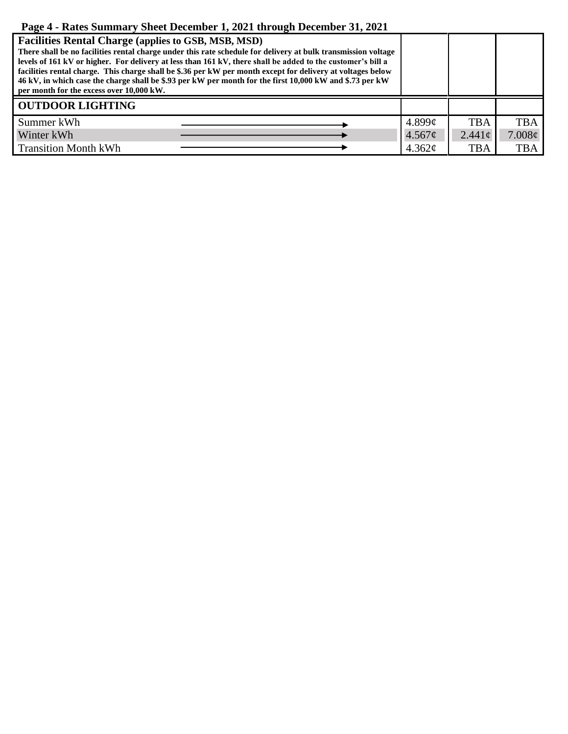**Page 4 - Rates Summary Sheet December 1, 2021 through December 31, 2021**

| | | | |
|---|---|---|---|
| **Facilities Rental Charge (applies to GSB, MSB, MSD)**<br>**There shall be no facilities rental charge under this rate schedule for delivery at bulk transmission voltage levels of 161 kV or higher. For delivery at less than 161 kV, there shall be added to the customer's bill a facilities rental charge. This charge shall be $.36 per kW per month except for delivery at voltages below 46 kV, in which case the charge shall be $.93 per kW per month for the first 10,000 kW and $.73 per kW per month for the excess over 10,000 kW.** | | | |
| **OUTDOOR LIGHTING** | | | |
| Summer kWh → | 4.899¢ | TBA | TBA |
| Winter kWh → | 4.567¢ | 2.441¢ | 7.008¢ |
| Transition Month kWh → | 4.362¢ | TBA | TBA |